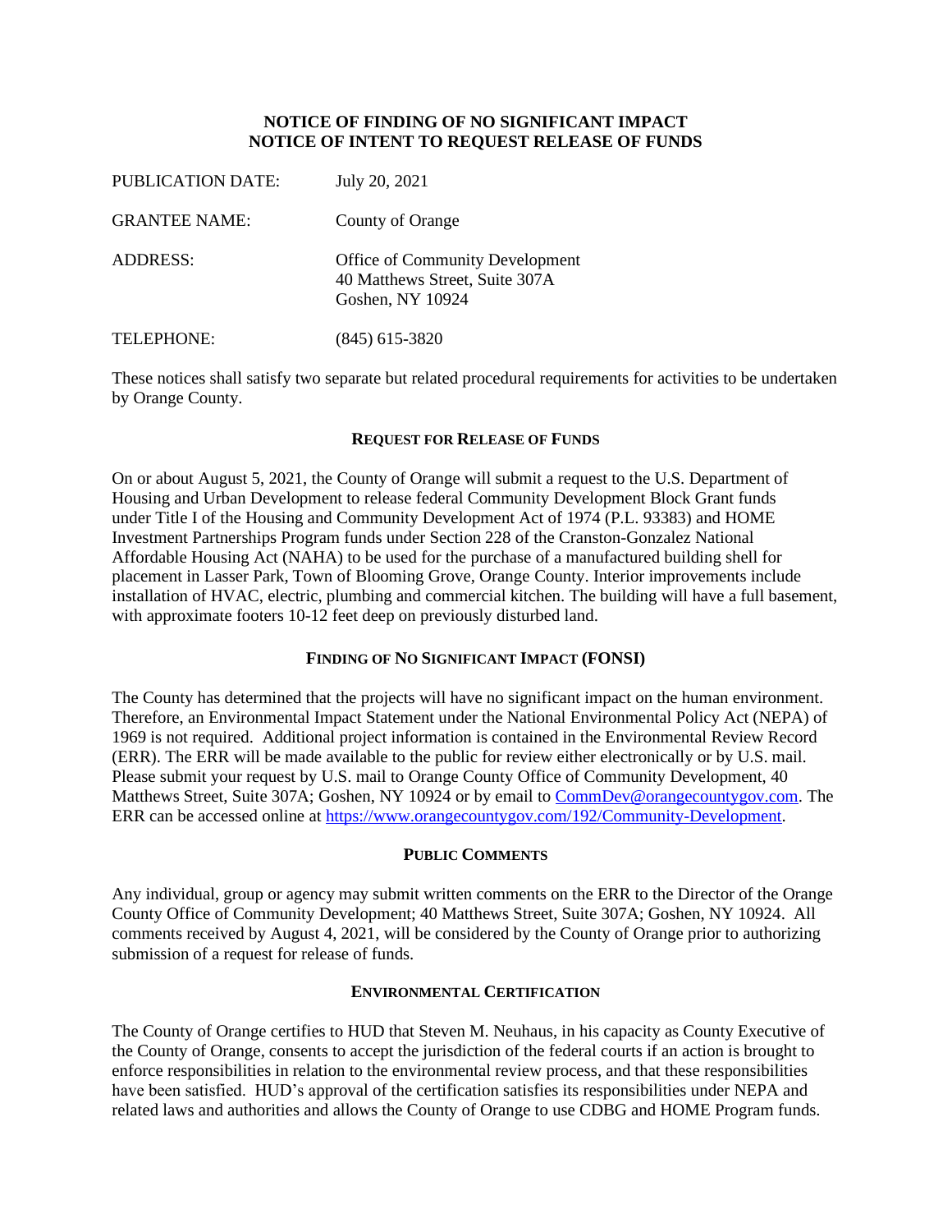# NOTICE OF FINDING OF NO SIGNIFICANT IMPACT
# NOTICE OF INTENT TO REQUEST RELEASE OF FUNDS

PUBLICATION DATE: July 20, 2021

GRANTEE NAME: County of Orange

ADDRESS: Office of Community Development
40 Matthews Street, Suite 307A
Goshen, NY 10924

TELEPHONE: (845) 615-3820

These notices shall satisfy two separate but related procedural requirements for activities to be undertaken by Orange County.

## REQUEST FOR RELEASE OF FUNDS

On or about August 5, 2021, the County of Orange will submit a request to the U.S. Department of Housing and Urban Development to release federal Community Development Block Grant funds under Title I of the Housing and Community Development Act of 1974 (P.L. 93383) and HOME Investment Partnerships Program funds under Section 228 of the Cranston-Gonzalez National Affordable Housing Act (NAHA) to be used for the purchase of a manufactured building shell for placement in Lasser Park, Town of Blooming Grove, Orange County. Interior improvements include installation of HVAC, electric, plumbing and commercial kitchen. The building will have a full basement, with approximate footers 10-12 feet deep on previously disturbed land.

## FINDING OF NO SIGNIFICANT IMPACT (FONSI)

The County has determined that the projects will have no significant impact on the human environment. Therefore, an Environmental Impact Statement under the National Environmental Policy Act (NEPA) of 1969 is not required. Additional project information is contained in the Environmental Review Record (ERR). The ERR will be made available to the public for review either electronically or by U.S. mail. Please submit your request by U.S. mail to Orange County Office of Community Development, 40 Matthews Street, Suite 307A; Goshen, NY 10924 or by email to CommDev@orangecountygov.com. The ERR can be accessed online at https://www.orangecountygov.com/192/Community-Development.

## PUBLIC COMMENTS

Any individual, group or agency may submit written comments on the ERR to the Director of the Orange County Office of Community Development; 40 Matthews Street, Suite 307A; Goshen, NY 10924. All comments received by August 4, 2021, will be considered by the County of Orange prior to authorizing submission of a request for release of funds.

## ENVIRONMENTAL CERTIFICATION

The County of Orange certifies to HUD that Steven M. Neuhaus, in his capacity as County Executive of the County of Orange, consents to accept the jurisdiction of the federal courts if an action is brought to enforce responsibilities in relation to the environmental review process, and that these responsibilities have been satisfied. HUD's approval of the certification satisfies its responsibilities under NEPA and related laws and authorities and allows the County of Orange to use CDBG and HOME Program funds.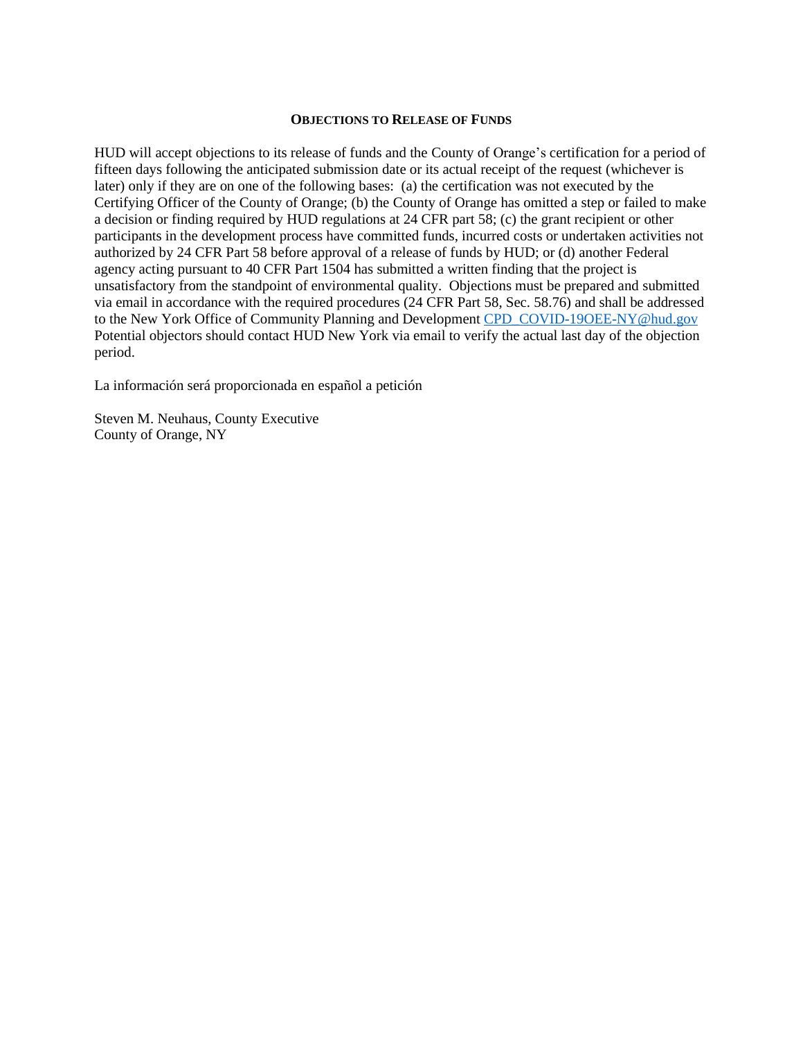**OBJECTIONS TO RELEASE OF FUNDS**

HUD will accept objections to its release of funds and the County of Orange's certification for a period of fifteen days following the anticipated submission date or its actual receipt of the request (whichever is later) only if they are on one of the following bases: (a) the certification was not executed by the Certifying Officer of the County of Orange; (b) the County of Orange has omitted a step or failed to make a decision or finding required by HUD regulations at 24 CFR part 58; (c) the grant recipient or other participants in the development process have committed funds, incurred costs or undertaken activities not authorized by 24 CFR Part 58 before approval of a release of funds by HUD; or (d) another Federal agency acting pursuant to 40 CFR Part 1504 has submitted a written finding that the project is unsatisfactory from the standpoint of environmental quality. Objections must be prepared and submitted via email in accordance with the required procedures (24 CFR Part 58, Sec. 58.76) and shall be addressed to the New York Office of Community Planning and Development CPD_COVID-19OEE-NY@hud.gov Potential objectors should contact HUD New York via email to verify the actual last day of the objection period.

La información será proporcionada en español a petición

Steven M. Neuhaus, County Executive
County of Orange, NY